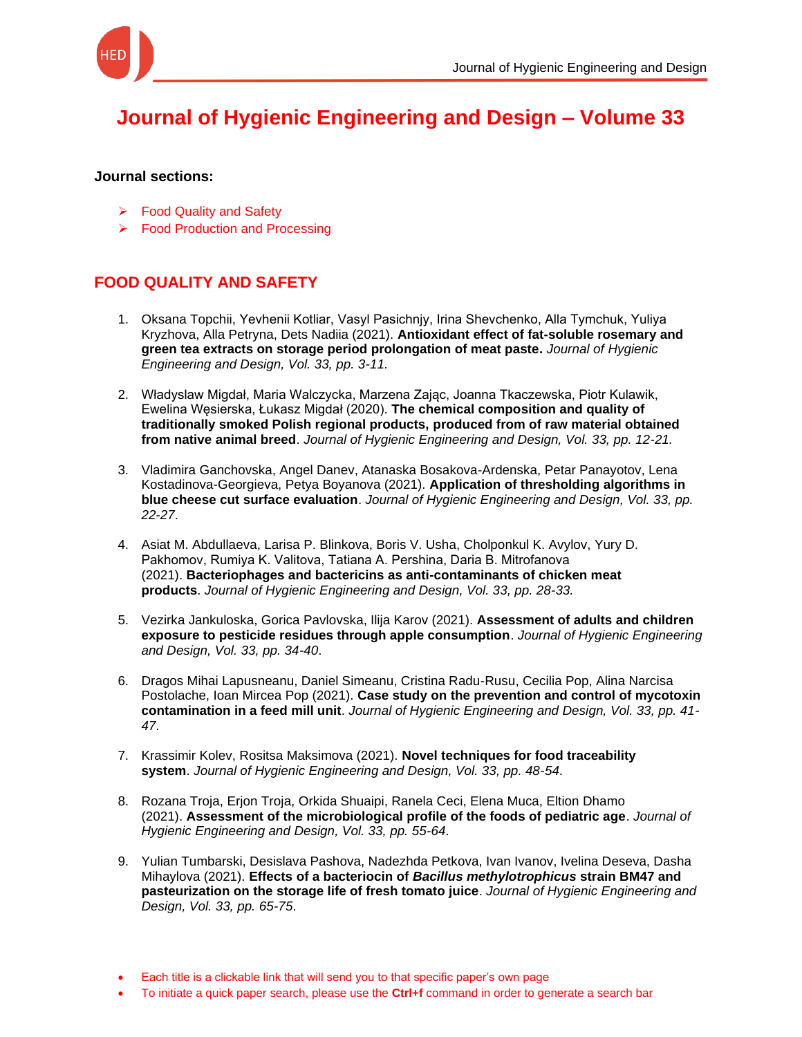# Journal of Hygienic Engineering and Design – Volume 33

**Journal sections:**

- Food Quality and Safety
- Food Production and Processing

## FOOD QUALITY AND SAFETY

1. Oksana Topchii, Yevhenii Kotliar, Vasyl Pasichnjy, Irina Shevchenko, Alla Tymchuk, Yuliya Kryzhova, Alla Petryna, Dets Nadiia (2021). **Antioxidant effect of fat-soluble rosemary and green tea extracts on storage period prolongation of meat paste.** *Journal of Hygienic Engineering and Design, Vol. 33, pp. 3-11.*

2. Władysław Migdał, Maria Walczycka, Marzena Zając, Joanna Tkaczewska, Piotr Kulawik, Ewelina Węsierska, Łukasz Migdał (2020). **The chemical composition and quality of traditionally smoked Polish regional products, produced from of raw material obtained from native animal breed**. *Journal of Hygienic Engineering and Design, Vol. 33, pp. 12-21.*

3. Vladimira Ganchovska, Angel Danev, Atanaska Bosakova-Ardenska, Petar Panayotov, Lena Kostadinova-Georgieva, Petya Boyanova (2021). **Application of thresholding algorithms in blue cheese cut surface evaluation**. *Journal of Hygienic Engineering and Design, Vol. 33, pp. 22-27*.

4. Asiat M. Abdullaeva, Larisa P. Blinkova, Boris V. Usha, Cholponkul K. Avylov, Yury D. Pakhomov, Rumiya K. Valitova, Tatiana A. Pershina, Daria B. Mitrofanova (2021). **Bacteriophages and bactericins as anti-contaminants of chicken meat products**. *Journal of Hygienic Engineering and Design, Vol. 33, pp. 28-33.*

5. Vezirka Jankuloska, Gorica Pavlovska, Ilija Karov (2021). **Assessment of adults and children exposure to pesticide residues through apple consumption**. *Journal of Hygienic Engineering and Design, Vol. 33, pp. 34-40*.

6. Dragos Mihai Lapusneanu, Daniel Simeanu, Cristina Radu-Rusu, Cecilia Pop, Alina Narcisa Postolache, Ioan Mircea Pop (2021). **Case study on the prevention and control of mycotoxin contamination in a feed mill unit**. *Journal of Hygienic Engineering and Design, Vol. 33, pp. 41-47*.

7. Krassimir Kolev, Rositsa Maksimova (2021). **Novel techniques for food traceability system**. *Journal of Hygienic Engineering and Design, Vol. 33, pp. 48-54.*

8. Rozana Troja, Erjon Troja, Orkida Shuaipi, Ranela Ceci, Elena Muca, Eltion Dhamo (2021). **Assessment of the microbiological profile of the foods of pediatric age**. *Journal of Hygienic Engineering and Design, Vol. 33, pp. 55-64*.

9. Yulian Tumbarski, Desislava Pashova, Nadezhda Petkova, Ivan Ivanov, Ivelina Deseva, Dasha Mihaylova (2021). **Effects of a bacteriocin of *Bacillus methylotrophicus* strain BM47 and pasteurization on the storage life of fresh tomato juice**. *Journal of Hygienic Engineering and Design, Vol. 33, pp. 65-75*.

- Each title is a clickable link that will send you to that specific paper's own page
- To initiate a quick paper search, please use the **Ctrl+f** command in order to generate a search bar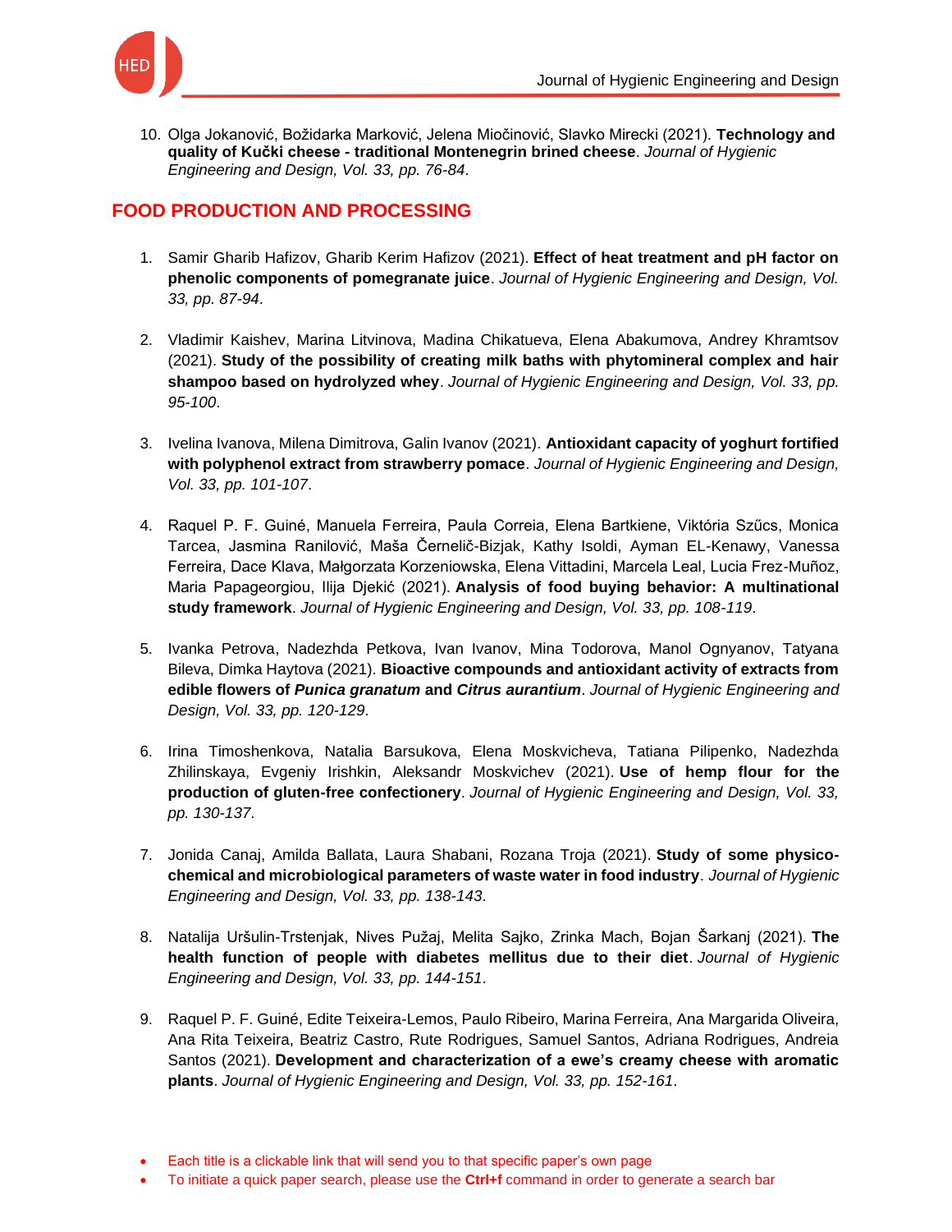10. Olga Jokanović, Božidarka Marković, Jelena Miočinović, Slavko Mirecki (2021). **Technology and quality of Kučki cheese - traditional Montenegrin brined cheese**. *Journal of Hygienic Engineering and Design, Vol. 33, pp. 76-84*.

## FOOD PRODUCTION AND PROCESSING

1. Samir Gharib Hafizov, Gharib Kerim Hafizov (2021). **Effect of heat treatment and pH factor on phenolic components of pomegranate juice**. *Journal of Hygienic Engineering and Design, Vol. 33, pp. 87-94*.

2. Vladimir Kaishev, Marina Litvinova, Madina Chikatueva, Elena Abakumova, Andrey Khramtsov (2021). **Study of the possibility of creating milk baths with phytomineral complex and hair shampoo based on hydrolyzed whey**. *Journal of Hygienic Engineering and Design, Vol. 33, pp. 95-100*.

3. Ivelina Ivanova, Milena Dimitrova, Galin Ivanov (2021). **Antioxidant capacity of yoghurt fortified with polyphenol extract from strawberry pomace**. *Journal of Hygienic Engineering and Design, Vol. 33, pp. 101-107*.

4. Raquel P. F. Guiné, Manuela Ferreira, Paula Correia, Elena Bartkiene, Viktória Szűcs, Monica Tarcea, Jasmina Ranilović, Maša Černelič-Bizjak, Kathy Isoldi, Ayman EL-Kenawy, Vanessa Ferreira, Dace Klava, Małgorzata Korzeniowska, Elena Vittadini, Marcela Leal, Lucia Frez-Muñoz, Maria Papageorgiou, Ilija Djekić (2021). **Analysis of food buying behavior: A multinational study framework**. *Journal of Hygienic Engineering and Design, Vol. 33, pp. 108-119*.

5. Ivanka Petrova, Nadezhda Petkova, Ivan Ivanov, Mina Todorova, Manol Ognyanov, Tatyana Bileva, Dimka Haytova (2021). **Bioactive compounds and antioxidant activity of extracts from edible flowers of *Punica granatum* and *Citrus aurantium***. *Journal of Hygienic Engineering and Design, Vol. 33, pp. 120-129*.

6. Irina Timoshenkova, Natalia Barsukova, Elena Moskvicheva, Tatiana Pilipenko, Nadezhda Zhilinskaya, Evgeniy Irishkin, Aleksandr Moskvichev (2021). **Use of hemp flour for the production of gluten-free confectionery**. *Journal of Hygienic Engineering and Design, Vol. 33, pp. 130-137*.

7. Jonida Canaj, Amilda Ballata, Laura Shabani, Rozana Troja (2021). **Study of some physico-chemical and microbiological parameters of waste water in food industry**. *Journal of Hygienic Engineering and Design, Vol. 33, pp. 138-143*.

8. Natalija Uršulin-Trstenjak, Nives Pužaj, Melita Sajko, Zrinka Mach, Bojan Šarkanj (2021). **The health function of people with diabetes mellitus due to their diet**. *Journal of Hygienic Engineering and Design, Vol. 33, pp. 144-151*.

9. Raquel P. F. Guiné, Edite Teixeira-Lemos, Paulo Ribeiro, Marina Ferreira, Ana Margarida Oliveira, Ana Rita Teixeira, Beatriz Castro, Rute Rodrigues, Samuel Santos, Adriana Rodrigues, Andreia Santos (2021). **Development and characterization of a ewe's creamy cheese with aromatic plants**. *Journal of Hygienic Engineering and Design, Vol. 33, pp. 152-161*.

- Each title is a clickable link that will send you to that specific paper's own page
- To initiate a quick paper search, please use the **Ctrl+f** command in order to generate a search bar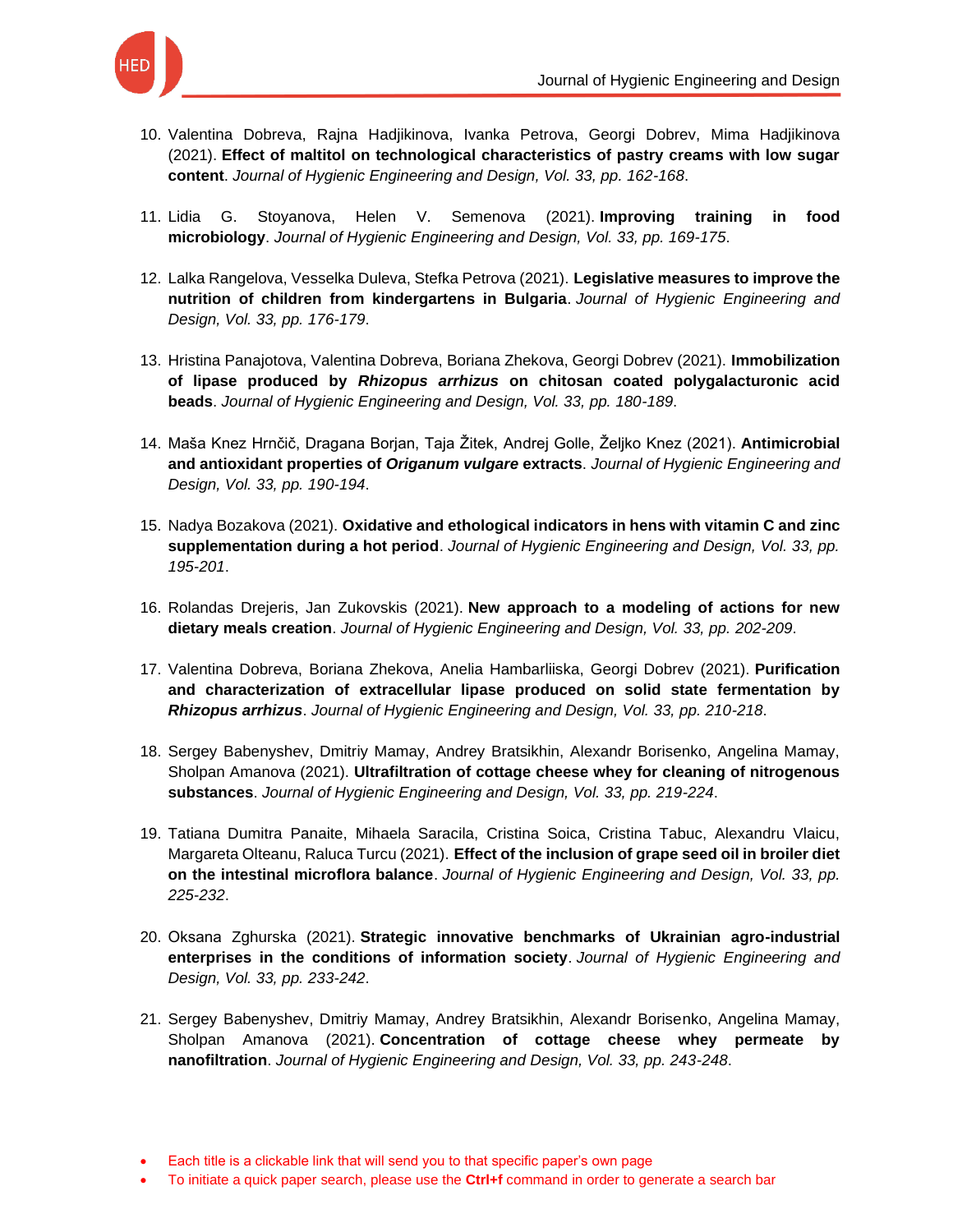10. Valentina Dobreva, Rajna Hadjikinova, Ivanka Petrova, Georgi Dobrev, Mima Hadjikinova (2021). **Effect of maltitol on technological characteristics of pastry creams with low sugar content**. *Journal of Hygienic Engineering and Design, Vol. 33, pp. 162-168*.

11. Lidia G. Stoyanova, Helen V. Semenova (2021). **Improving training in food microbiology**. *Journal of Hygienic Engineering and Design, Vol. 33, pp. 169-175*.

12. Lalka Rangelova, Vesselka Duleva, Stefka Petrova (2021). **Legislative measures to improve the nutrition of children from kindergartens in Bulgaria**. *Journal of Hygienic Engineering and Design, Vol. 33, pp. 176-179*.

13. Hristina Panajotova, Valentina Dobreva, Boriana Zhekova, Georgi Dobrev (2021). **Immobilization of lipase produced by *Rhizopus arrhizus* on chitosan coated polygalacturonic acid beads**. *Journal of Hygienic Engineering and Design, Vol. 33, pp. 180-189*.

14. Maša Knez Hrnčič, Dragana Borjan, Taja Žitek, Andrej Golle, Željko Knez (2021). **Antimicrobial and antioxidant properties of *Origanum vulgare* extracts**. *Journal of Hygienic Engineering and Design, Vol. 33, pp. 190-194*.

15. Nadya Bozakova (2021). **Oxidative and ethological indicators in hens with vitamin C and zinc supplementation during a hot period**. *Journal of Hygienic Engineering and Design, Vol. 33, pp. 195-201*.

16. Rolandas Drejeris, Jan Zukovskis (2021). **New approach to a modeling of actions for new dietary meals creation**. *Journal of Hygienic Engineering and Design, Vol. 33, pp. 202-209*.

17. Valentina Dobreva, Boriana Zhekova, Anelia Hambarliiska, Georgi Dobrev (2021). **Purification and characterization of extracellular lipase produced on solid state fermentation by *Rhizopus arrhizus***. *Journal of Hygienic Engineering and Design, Vol. 33, pp. 210-218*.

18. Sergey Babenyshev, Dmitriy Mamay, Andrey Bratsikhin, Alexandr Borisenko, Angelina Mamay, Sholpan Amanova (2021). **Ultrafiltration of cottage cheese whey for cleaning of nitrogenous substances**. *Journal of Hygienic Engineering and Design, Vol. 33, pp. 219-224*.

19. Tatiana Dumitra Panaite, Mihaela Saracila, Cristina Soica, Cristina Tabuc, Alexandru Vlaicu, Margareta Olteanu, Raluca Turcu (2021). **Effect of the inclusion of grape seed oil in broiler diet on the intestinal microflora balance**. *Journal of Hygienic Engineering and Design, Vol. 33, pp. 225-232*.

20. Oksana Zghurska (2021). **Strategic innovative benchmarks of Ukrainian agro-industrial enterprises in the conditions of information society**. *Journal of Hygienic Engineering and Design, Vol. 33, pp. 233-242*.

21. Sergey Babenyshev, Dmitriy Mamay, Andrey Bratsikhin, Alexandr Borisenko, Angelina Mamay, Sholpan Amanova (2021). **Concentration of cottage cheese whey permeate by nanofiltration**. *Journal of Hygienic Engineering and Design, Vol. 33, pp. 243-248*.

- Each title is a clickable link that will send you to that specific paper's own page
- To initiate a quick paper search, please use the **Ctrl+f** command in order to generate a search bar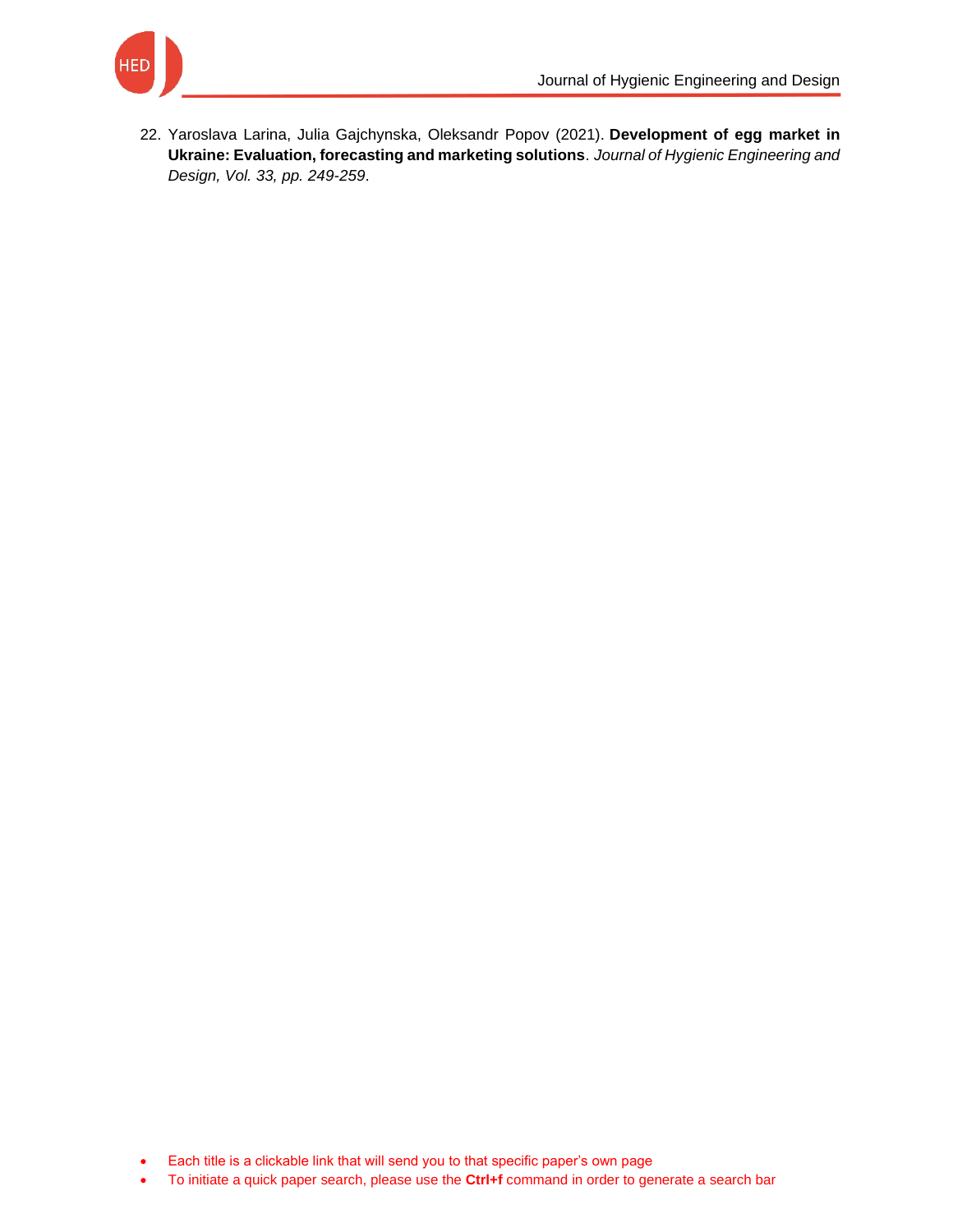22. Yaroslava Larina, Julia Gajchynska, Oleksandr Popov (2021). **Development of egg market in Ukraine: Evaluation, forecasting and marketing solutions**. *Journal of Hygienic Engineering and Design, Vol. 33, pp. 249-259*.

- Each title is a clickable link that will send you to that specific paper's own page
- To initiate a quick paper search, please use the **Ctrl+f** command in order to generate a search bar